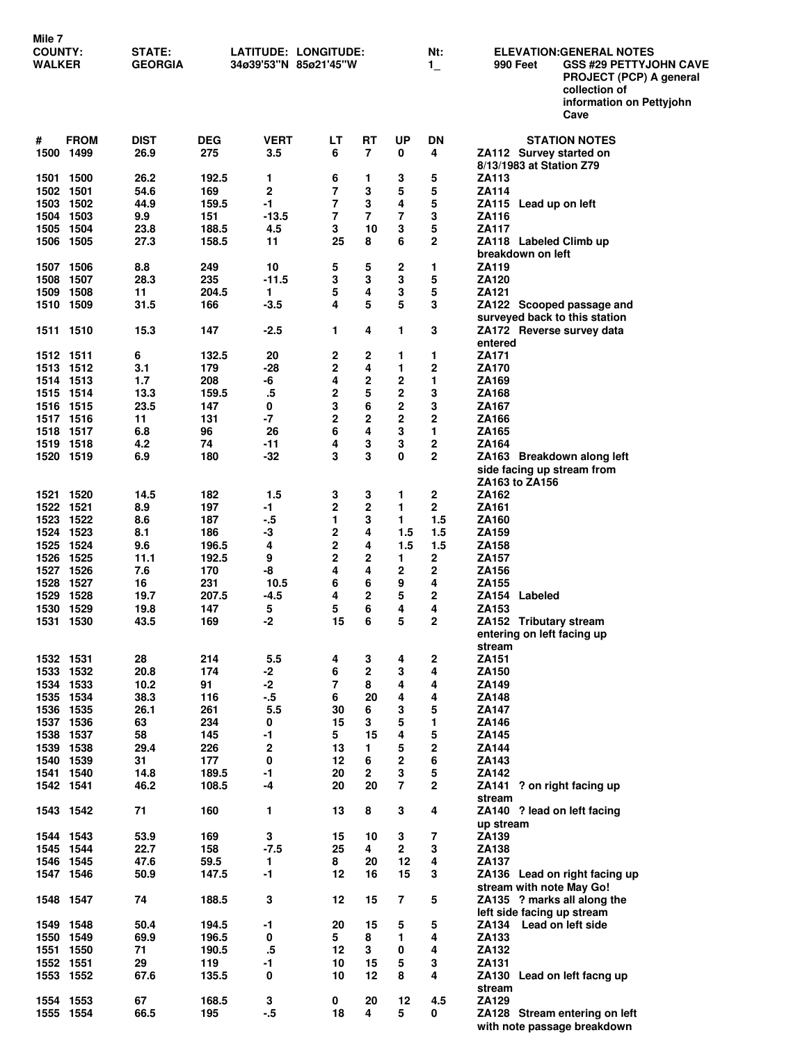Mile 7

| COUNTY: | STATE: | LATITUDE: | LONGITUDE: | Nt: | ELEVATION: | GENERAL NOTES |
|---|---|---|---|---|---|---|
| WALKER | GEORGIA | 34ø39'53"N | 85ø21'45"W | 1_ | 990 Feet | GSS #29 PETTYJOHN CAVE PROJECT (PCP) A general collection of information on Pettyjohn Cave |

| # | FROM | DIST | DEG | VERT | LT | RT | UP | DN | STATION NOTES |
|---|---|---|---|---|---|---|---|---|---|
| 1500 | 1499 | 26.9 | 275 | 3.5 | 6 | 7 | 0 | 4 | ZA112 Survey started on 8/13/1983 at Station Z79 |
| 1501 | 1500 | 26.2 | 192.5 | 1 | 6 | 1 | 3 | 5 | ZA113 |
| 1502 | 1501 | 54.6 | 169 | 2 | 7 | 3 | 5 | 5 | ZA114 |
| 1503 | 1502 | 44.9 | 159.5 | -1 | 7 | 3 | 4 | 5 | ZA115 Lead up on left |
| 1504 | 1503 | 9.9 | 151 | -13.5 | 7 | 7 | 7 | 3 | ZA116 |
| 1505 | 1504 | 23.8 | 188.5 | 4.5 | 3 | 10 | 3 | 5 | ZA117 |
| 1506 | 1505 | 27.3 | 158.5 | 11 | 25 | 8 | 6 | 2 | ZA118 Labeled Climb up breakdown on left |
| 1507 | 1506 | 8.8 | 249 | 10 | 5 | 5 | 2 | 1 | ZA119 |
| 1508 | 1507 | 28.3 | 235 | -11.5 | 3 | 3 | 3 | 5 | ZA120 |
| 1509 | 1508 | 11 | 204.5 | 1 | 5 | 4 | 3 | 5 | ZA121 |
| 1510 | 1509 | 31.5 | 166 | -3.5 | 4 | 5 | 5 | 3 | ZA122 Scooped passage and surveyed back to this station |
| 1511 | 1510 | 15.3 | 147 | -2.5 | 1 | 4 | 1 | 3 | ZA172 Reverse survey data entered |
| 1512 | 1511 | 6 | 132.5 | 20 | 2 | 2 | 1 | 1 | ZA171 |
| 1513 | 1512 | 3.1 | 179 | -28 | 2 | 4 | 1 | 2 | ZA170 |
| 1514 | 1513 | 1.7 | 208 | -6 | 4 | 2 | 2 | 1 | ZA169 |
| 1515 | 1514 | 13.3 | 159.5 | .5 | 2 | 5 | 2 | 3 | ZA168 |
| 1516 | 1515 | 23.5 | 147 | 0 | 3 | 6 | 2 | 3 | ZA167 |
| 1517 | 1516 | 11 | 131 | -7 | 2 | 2 | 2 | 2 | ZA166 |
| 1518 | 1517 | 6.8 | 96 | 26 | 6 | 4 | 3 | 1 | ZA165 |
| 1519 | 1518 | 4.2 | 74 | -11 | 4 | 3 | 3 | 2 | ZA164 |
| 1520 | 1519 | 6.9 | 180 | -32 | 3 | 3 | 0 | 2 | ZA163 Breakdown along left side facing up stream from ZA163 to ZA156 |
| 1521 | 1520 | 14.5 | 182 | 1.5 | 3 | 3 | 1 | 2 | ZA162 |
| 1522 | 1521 | 8.9 | 197 | -1 | 2 | 2 | 1 | 2 | ZA161 |
| 1523 | 1522 | 8.6 | 187 | -.5 | 1 | 3 | 1 | 1.5 | ZA160 |
| 1524 | 1523 | 8.1 | 186 | -3 | 2 | 4 | 1.5 | 1.5 | ZA159 |
| 1525 | 1524 | 9.6 | 196.5 | 4 | 2 | 4 | 1.5 | 1.5 | ZA158 |
| 1526 | 1525 | 11.1 | 192.5 | 9 | 2 | 2 | 1 | 2 | ZA157 |
| 1527 | 1526 | 7.6 | 170 | -8 | 4 | 4 | 2 | 2 | ZA156 |
| 1528 | 1527 | 16 | 231 | 10.5 | 6 | 6 | 9 | 4 | ZA155 |
| 1529 | 1528 | 19.7 | 207.5 | -4.5 | 4 | 2 | 5 | 2 | ZA154 Labeled |
| 1530 | 1529 | 19.8 | 147 | 5 | 5 | 6 | 4 | 4 | ZA153 |
| 1531 | 1530 | 43.5 | 169 | -2 | 15 | 6 | 5 | 2 | ZA152 Tributary stream entering on left facing up stream |
| 1532 | 1531 | 28 | 214 | 5.5 | 4 | 3 | 4 | 2 | ZA151 |
| 1533 | 1532 | 20.8 | 174 | -2 | 6 | 2 | 3 | 4 | ZA150 |
| 1534 | 1533 | 10.2 | 91 | -2 | 7 | 8 | 4 | 4 | ZA149 |
| 1535 | 1534 | 38.3 | 116 | -.5 | 6 | 20 | 4 | 4 | ZA148 |
| 1536 | 1535 | 26.1 | 261 | 5.5 | 30 | 6 | 3 | 5 | ZA147 |
| 1537 | 1536 | 63 | 234 | 0 | 15 | 3 | 5 | 1 | ZA146 |
| 1538 | 1537 | 58 | 145 | -1 | 5 | 15 | 4 | 5 | ZA145 |
| 1539 | 1538 | 29.4 | 226 | 2 | 13 | 1 | 5 | 2 | ZA144 |
| 1540 | 1539 | 31 | 177 | 0 | 12 | 6 | 2 | 6 | ZA143 |
| 1541 | 1540 | 14.8 | 189.5 | -1 | 20 | 2 | 3 | 5 | ZA142 |
| 1542 | 1541 | 46.2 | 108.5 | -4 | 20 | 20 | 7 | 2 | ZA141 ? on right facing up stream |
| 1543 | 1542 | 71 | 160 | 1 | 13 | 8 | 3 | 4 | ZA140 ? lead on left facing up stream |
| 1544 | 1543 | 53.9 | 169 | 3 | 15 | 10 | 3 | 7 | ZA139 |
| 1545 | 1544 | 22.7 | 158 | -7.5 | 25 | 4 | 2 | 3 | ZA138 |
| 1546 | 1545 | 47.6 | 59.5 | 1 | 8 | 20 | 12 | 4 | ZA137 |
| 1547 | 1546 | 50.9 | 147.5 | -1 | 12 | 16 | 15 | 3 | ZA136 Lead on right facing up stream with note May Go! |
| 1548 | 1547 | 74 | 188.5 | 3 | 12 | 15 | 7 | 5 | ZA135 ? marks all along the left side facing up stream |
| 1549 | 1548 | 50.4 | 194.5 | -1 | 20 | 15 | 5 | 5 | ZA134 Lead on left side |
| 1550 | 1549 | 69.9 | 196.5 | 0 | 5 | 8 | 1 | 4 | ZA133 |
| 1551 | 1550 | 71 | 190.5 | .5 | 12 | 3 | 0 | 4 | ZA132 |
| 1552 | 1551 | 29 | 119 | -1 | 10 | 15 | 5 | 3 | ZA131 |
| 1553 | 1552 | 67.6 | 135.5 | 0 | 10 | 12 | 8 | 4 | ZA130 Lead on left facng up stream |
| 1554 | 1553 | 67 | 168.5 | 3 | 0 | 20 | 12 | 4.5 | ZA129 |
| 1555 | 1554 | 66.5 | 195 | -.5 | 18 | 4 | 5 | 0 | ZA128 Stream entering on left with note passage breakdown |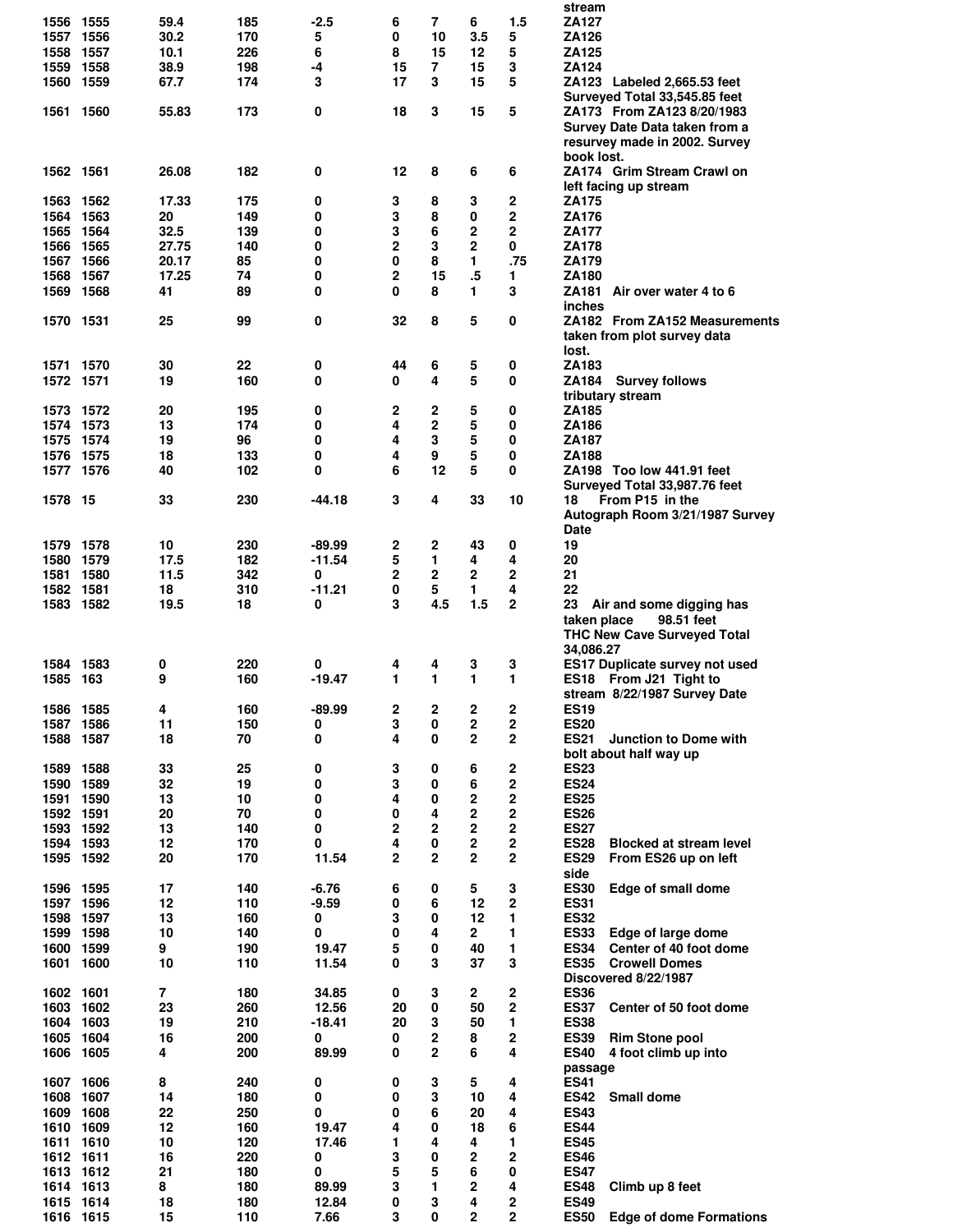| | | | | | | | | | stream |
|---|---|---|---|---|---|---|---|---|---|
| 1556 | 1555 | 59.4 | 185 | -2.5 | 6 | 7 | 6 | 1.5 | ZA127 |
| 1557 | 1556 | 30.2 | 170 | 5 | 0 | 10 | 3.5 | 5 | ZA126 |
| 1558 | 1557 | 10.1 | 226 | 6 | 8 | 15 | 12 | 5 | ZA125 |
| 1559 | 1558 | 38.9 | 198 | -4 | 15 | 7 | 15 | 3 | ZA124 |
| 1560 | 1559 | 67.7 | 174 | 3 | 17 | 3 | 15 | 5 | ZA123 Labeled 2,665.53 feet Surveyed Total 33,545.85 feet |
| 1561 | 1560 | 55.83 | 173 | 0 | 18 | 3 | 15 | 5 | ZA173 From ZA123 8/20/1983 Survey Date Data taken from a resurvey made in 2002. Survey book lost. |
| 1562 | 1561 | 26.08 | 182 | 0 | 12 | 8 | 6 | 6 | ZA174 Grim Stream Crawl on left facing up stream |
| 1563 | 1562 | 17.33 | 175 | 0 | 3 | 8 | 3 | 2 | ZA175 |
| 1564 | 1563 | 20 | 149 | 0 | 3 | 8 | 0 | 2 | ZA176 |
| 1565 | 1564 | 32.5 | 139 | 0 | 3 | 6 | 2 | 2 | ZA177 |
| 1566 | 1565 | 27.75 | 140 | 0 | 2 | 3 | 2 | 0 | ZA178 |
| 1567 | 1566 | 20.17 | 85 | 0 | 0 | 8 | 1 | .75 | ZA179 |
| 1568 | 1567 | 17.25 | 74 | 0 | 2 | 15 | .5 | 1 | ZA180 |
| 1569 | 1568 | 41 | 89 | 0 | 0 | 8 | 1 | 3 | ZA181 Air over water 4 to 6 inches |
| 1570 | 1531 | 25 | 99 | 0 | 32 | 8 | 5 | 0 | ZA182 From ZA152 Measurements taken from plot survey data lost. |
| 1571 | 1570 | 30 | 22 | 0 | 44 | 6 | 5 | 0 | ZA183 |
| 1572 | 1571 | 19 | 160 | 0 | 0 | 4 | 5 | 0 | ZA184 Survey follows tributary stream |
| 1573 | 1572 | 20 | 195 | 0 | 2 | 2 | 5 | 0 | ZA185 |
| 1574 | 1573 | 13 | 174 | 0 | 4 | 2 | 5 | 0 | ZA186 |
| 1575 | 1574 | 19 | 96 | 0 | 4 | 3 | 5 | 0 | ZA187 |
| 1576 | 1575 | 18 | 133 | 0 | 4 | 9 | 5 | 0 | ZA188 |
| 1577 | 1576 | 40 | 102 | 0 | 6 | 12 | 5 | 0 | ZA198 Too low 441.91 feet Surveyed Total 33,987.76 feet |
| 1578 | 15 | 33 | 230 | -44.18 | 3 | 4 | 33 | 10 | 18 From P15 in the Autograph Room 3/21/1987 Survey Date |
| 1579 | 1578 | 10 | 230 | -89.99 | 2 | 2 | 43 | 0 | 19 |
| 1580 | 1579 | 17.5 | 182 | -11.54 | 5 | 1 | 4 | 4 | 20 |
| 1581 | 1580 | 11.5 | 342 | 0 | 2 | 2 | 2 | 2 | 21 |
| 1582 | 1581 | 18 | 310 | -11.21 | 0 | 5 | 1 | 4 | 22 |
| 1583 | 1582 | 19.5 | 18 | 0 | 3 | 4.5 | 1.5 | 2 | 23 Air and some digging has taken place 98.51 feet THC New Cave Surveyed Total 34,086.27 |
| 1584 | 1583 | 0 | 220 | 0 | 4 | 4 | 3 | 3 | ES17 Duplicate survey not used |
| 1585 | 163 | 9 | 160 | -19.47 | 1 | 1 | 1 | 1 | ES18 From J21 Tight to stream 8/22/1987 Survey Date |
| 1586 | 1585 | 4 | 160 | -89.99 | 2 | 2 | 2 | 2 | ES19 |
| 1587 | 1586 | 11 | 150 | 0 | 3 | 0 | 2 | 2 | ES20 |
| 1588 | 1587 | 18 | 70 | 0 | 4 | 0 | 2 | 2 | ES21 Junction to Dome with bolt about half way up |
| 1589 | 1588 | 33 | 25 | 0 | 3 | 0 | 6 | 2 | ES23 |
| 1590 | 1589 | 32 | 19 | 0 | 3 | 0 | 6 | 2 | ES24 |
| 1591 | 1590 | 13 | 10 | 0 | 4 | 0 | 2 | 2 | ES25 |
| 1592 | 1591 | 20 | 70 | 0 | 0 | 4 | 2 | 2 | ES26 |
| 1593 | 1592 | 13 | 140 | 0 | 2 | 2 | 2 | 2 | ES27 |
| 1594 | 1593 | 12 | 170 | 0 | 4 | 0 | 2 | 2 | ES28 Blocked at stream level |
| 1595 | 1592 | 20 | 170 | 11.54 | 2 | 2 | 2 | 2 | ES29 From ES26 up on left side |
| 1596 | 1595 | 17 | 140 | -6.76 | 6 | 0 | 5 | 3 | ES30 Edge of small dome |
| 1597 | 1596 | 12 | 110 | -9.59 | 0 | 6 | 12 | 2 | ES31 |
| 1598 | 1597 | 13 | 160 | 0 | 3 | 0 | 12 | 1 | ES32 |
| 1599 | 1598 | 10 | 140 | 0 | 0 | 4 | 2 | 1 | ES33 Edge of large dome |
| 1600 | 1599 | 9 | 190 | 19.47 | 5 | 0 | 40 | 1 | ES34 Center of 40 foot dome |
| 1601 | 1600 | 10 | 110 | 11.54 | 0 | 3 | 37 | 3 | ES35 Crowell Domes Discovered 8/22/1987 |
| 1602 | 1601 | 7 | 180 | 34.85 | 0 | 3 | 2 | 2 | ES36 |
| 1603 | 1602 | 23 | 260 | 12.56 | 20 | 0 | 50 | 2 | ES37 Center of 50 foot dome |
| 1604 | 1603 | 19 | 210 | -18.41 | 20 | 3 | 50 | 1 | ES38 |
| 1605 | 1604 | 16 | 200 | 0 | 0 | 2 | 8 | 2 | ES39 Rim Stone pool |
| 1606 | 1605 | 4 | 200 | 89.99 | 0 | 2 | 6 | 4 | ES40 4 foot climb up into passage |
| 1607 | 1606 | 8 | 240 | 0 | 0 | 3 | 5 | 4 | ES41 |
| 1608 | 1607 | 14 | 180 | 0 | 0 | 3 | 10 | 4 | ES42 Small dome |
| 1609 | 1608 | 22 | 250 | 0 | 0 | 6 | 20 | 4 | ES43 |
| 1610 | 1609 | 12 | 160 | 19.47 | 4 | 0 | 18 | 6 | ES44 |
| 1611 | 1610 | 10 | 120 | 17.46 | 1 | 4 | 4 | 1 | ES45 |
| 1612 | 1611 | 16 | 220 | 0 | 3 | 0 | 2 | 2 | ES46 |
| 1613 | 1612 | 21 | 180 | 0 | 5 | 5 | 6 | 0 | ES47 |
| 1614 | 1613 | 8 | 180 | 89.99 | 3 | 1 | 2 | 4 | ES48 Climb up 8 feet |
| 1615 | 1614 | 18 | 180 | 12.84 | 0 | 3 | 4 | 2 | ES49 |
| 1616 | 1615 | 15 | 110 | 7.66 | 3 | 0 | 2 | 2 | ES50 Edge of dome Formations |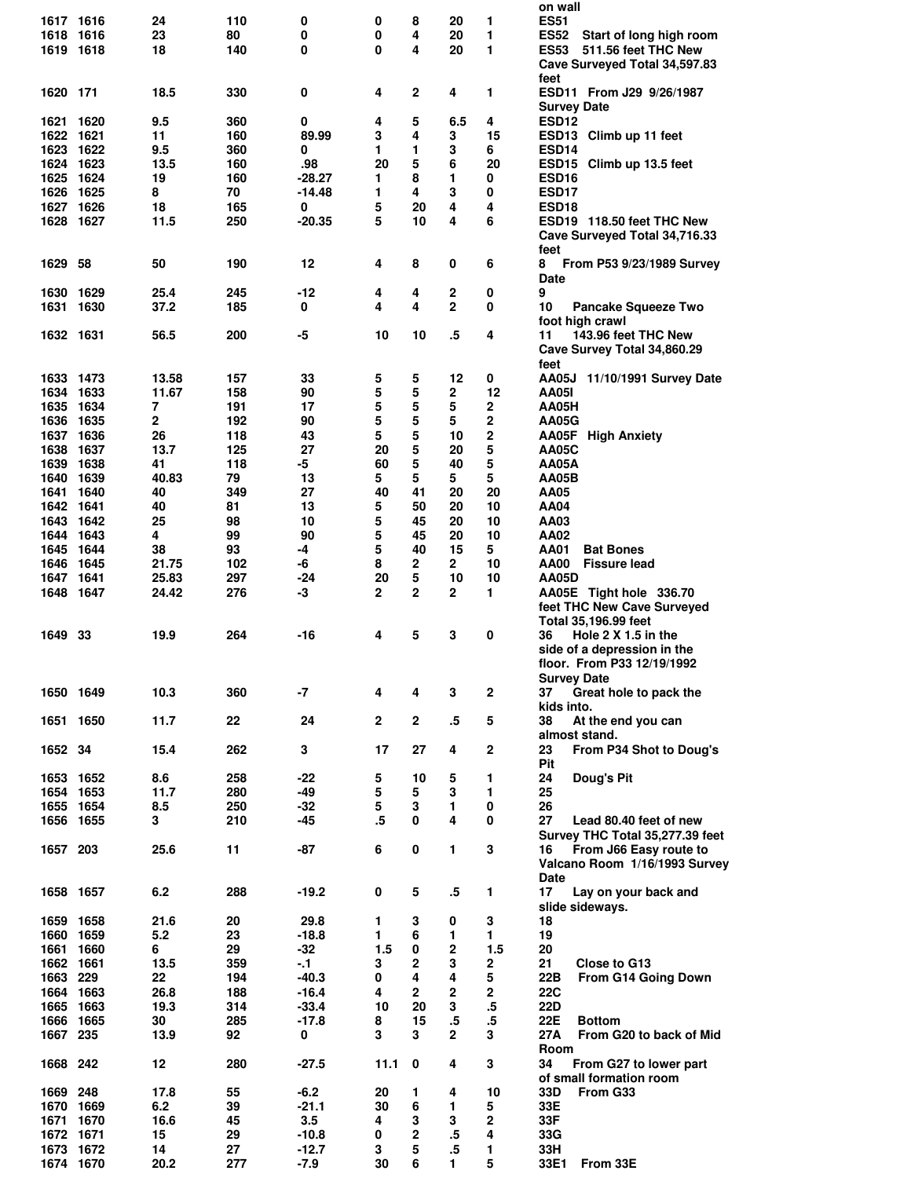| | | | | | | | | | |
|---|---|---|---|---|---|---|---|---|---|
| | | | | | | | | | on wall |
| 1617 | 1616 | 24 | 110 | 0 | 0 | 8 | 20 | 1 | ES51 |
| 1618 | 1616 | 23 | 80 | 0 | 0 | 4 | 20 | 1 | ES52 Start of long high room |
| 1619 | 1618 | 18 | 140 | 0 | 0 | 4 | 20 | 1 | ES53 511.56 feet THC New Cave Surveyed Total 34,597.83 feet |
| 1620 | 171 | 18.5 | 330 | 0 | 4 | 2 | 4 | 1 | ESD11 From J29 9/26/1987 Survey Date |
| 1621 | 1620 | 9.5 | 360 | 0 | 4 | 5 | 6.5 | 4 | ESD12 |
| 1622 | 1621 | 11 | 160 | 89.99 | 3 | 4 | 3 | 15 | ESD13 Climb up 11 feet |
| 1623 | 1622 | 9.5 | 360 | 0 | 1 | 1 | 3 | 6 | ESD14 |
| 1624 | 1623 | 13.5 | 160 | .98 | 20 | 5 | 6 | 20 | ESD15 Climb up 13.5 feet |
| 1625 | 1624 | 19 | 160 | -28.27 | 1 | 8 | 1 | 0 | ESD16 |
| 1626 | 1625 | 8 | 70 | -14.48 | 1 | 4 | 3 | 0 | ESD17 |
| 1627 | 1626 | 18 | 165 | 0 | 5 | 20 | 4 | 4 | ESD18 |
| 1628 | 1627 | 11.5 | 250 | -20.35 | 5 | 10 | 4 | 6 | ESD19 118.50 feet THC New Cave Surveyed Total 34,716.33 feet |
| 1629 | 58 | 50 | 190 | 12 | 4 | 8 | 0 | 6 | 8 From P53 9/23/1989 Survey Date |
| 1630 | 1629 | 25.4 | 245 | -12 | 4 | 4 | 2 | 0 | 9 |
| 1631 | 1630 | 37.2 | 185 | 0 | 4 | 4 | 2 | 0 | 10 Pancake Squeeze Two foot high crawl |
| 1632 | 1631 | 56.5 | 200 | -5 | 10 | 10 | .5 | 4 | 11 143.96 feet THC New Cave Survey Total 34,860.29 feet |
| 1633 | 1473 | 13.58 | 157 | 33 | 5 | 5 | 12 | 0 | AA05J 11/10/1991 Survey Date |
| 1634 | 1633 | 11.67 | 158 | 90 | 5 | 5 | 2 | 12 | AA05I |
| 1635 | 1634 | 7 | 191 | 17 | 5 | 5 | 5 | 2 | AA05H |
| 1636 | 1635 | 2 | 192 | 90 | 5 | 5 | 5 | 2 | AA05G |
| 1637 | 1636 | 26 | 118 | 43 | 5 | 5 | 10 | 2 | AA05F High Anxiety |
| 1638 | 1637 | 13.7 | 125 | 27 | 20 | 5 | 20 | 5 | AA05C |
| 1639 | 1638 | 41 | 118 | -5 | 60 | 5 | 40 | 5 | AA05A |
| 1640 | 1639 | 40.83 | 79 | 13 | 5 | 5 | 5 | 5 | AA05B |
| 1641 | 1640 | 40 | 349 | 27 | 40 | 41 | 20 | 20 | AA05 |
| 1642 | 1641 | 40 | 81 | 13 | 5 | 50 | 20 | 10 | AA04 |
| 1643 | 1642 | 25 | 98 | 10 | 5 | 45 | 20 | 10 | AA03 |
| 1644 | 1643 | 4 | 99 | 90 | 5 | 45 | 20 | 10 | AA02 |
| 1645 | 1644 | 38 | 93 | -4 | 5 | 40 | 15 | 5 | AA01 Bat Bones |
| 1646 | 1645 | 21.75 | 102 | -6 | 8 | 2 | 2 | 10 | AA00 Fissure lead |
| 1647 | 1641 | 25.83 | 297 | -24 | 20 | 5 | 10 | 10 | AA05D |
| 1648 | 1647 | 24.42 | 276 | -3 | 2 | 2 | 2 | 1 | AA05E Tight hole 336.70 feet THC New Cave Surveyed Total 35,196.99 feet |
| 1649 | 33 | 19.9 | 264 | -16 | 4 | 5 | 3 | 0 | 36 Hole 2 X 1.5 in the side of a depression in the floor. From P33 12/19/1992 Survey Date |
| 1650 | 1649 | 10.3 | 360 | -7 | 4 | 4 | 3 | 2 | 37 Great hole to pack the kids into. |
| 1651 | 1650 | 11.7 | 22 | 24 | 2 | 2 | .5 | 5 | 38 At the end you can almost stand. |
| 1652 | 34 | 15.4 | 262 | 3 | 17 | 27 | 4 | 2 | 23 From P34 Shot to Doug's Pit |
| 1653 | 1652 | 8.6 | 258 | -22 | 5 | 10 | 5 | 1 | 24 Doug's Pit |
| 1654 | 1653 | 11.7 | 280 | -49 | 5 | 5 | 3 | 1 | 25 |
| 1655 | 1654 | 8.5 | 250 | -32 | 5 | 3 | 1 | 0 | 26 |
| 1656 | 1655 | 3 | 210 | -45 | .5 | 0 | 4 | 0 | 27 Lead 80.40 feet of new Survey THC Total 35,277.39 feet |
| 1657 | 203 | 25.6 | 11 | -87 | 6 | 0 | 1 | 3 | 16 From J66 Easy route to Valcano Room 1/16/1993 Survey Date |
| 1658 | 1657 | 6.2 | 288 | -19.2 | 0 | 5 | .5 | 1 | 17 Lay on your back and slide sideways. |
| 1659 | 1658 | 21.6 | 20 | 29.8 | 1 | 3 | 0 | 3 | 18 |
| 1660 | 1659 | 5.2 | 23 | -18.8 | 1 | 6 | 1 | 1 | 19 |
| 1661 | 1660 | 6 | 29 | -32 | 1.5 | 0 | 2 | 1.5 | 20 |
| 1662 | 1661 | 13.5 | 359 | -.1 | 3 | 2 | 3 | 2 | 21 Close to G13 |
| 1663 | 229 | 22 | 194 | -40.3 | 0 | 4 | 4 | 5 | 22B From G14 Going Down |
| 1664 | 1663 | 26.8 | 188 | -16.4 | 4 | 2 | 2 | 2 | 22C |
| 1665 | 1663 | 19.3 | 314 | -33.4 | 10 | 20 | 3 | .5 | 22D |
| 1666 | 1665 | 30 | 285 | -17.8 | 8 | 15 | .5 | .5 | 22E Bottom |
| 1667 | 235 | 13.9 | 92 | 0 | 3 | 3 | 2 | 3 | 27A From G20 to back of Mid Room |
| 1668 | 242 | 12 | 280 | -27.5 | 11.1 | 0 | 4 | 3 | 34 From G27 to lower part of small formation room |
| 1669 | 248 | 17.8 | 55 | -6.2 | 20 | 1 | 4 | 10 | 33D From G33 |
| 1670 | 1669 | 6.2 | 39 | -21.1 | 30 | 6 | 1 | 5 | 33E |
| 1671 | 1670 | 16.6 | 45 | 3.5 | 4 | 3 | 3 | 2 | 33F |
| 1672 | 1671 | 15 | 29 | -10.8 | 0 | 2 | .5 | 4 | 33G |
| 1673 | 1672 | 14 | 27 | -12.7 | 3 | 5 | .5 | 1 | 33H |
| 1674 | 1670 | 20.2 | 277 | -7.9 | 30 | 6 | 1 | 5 | 33E1 From 33E |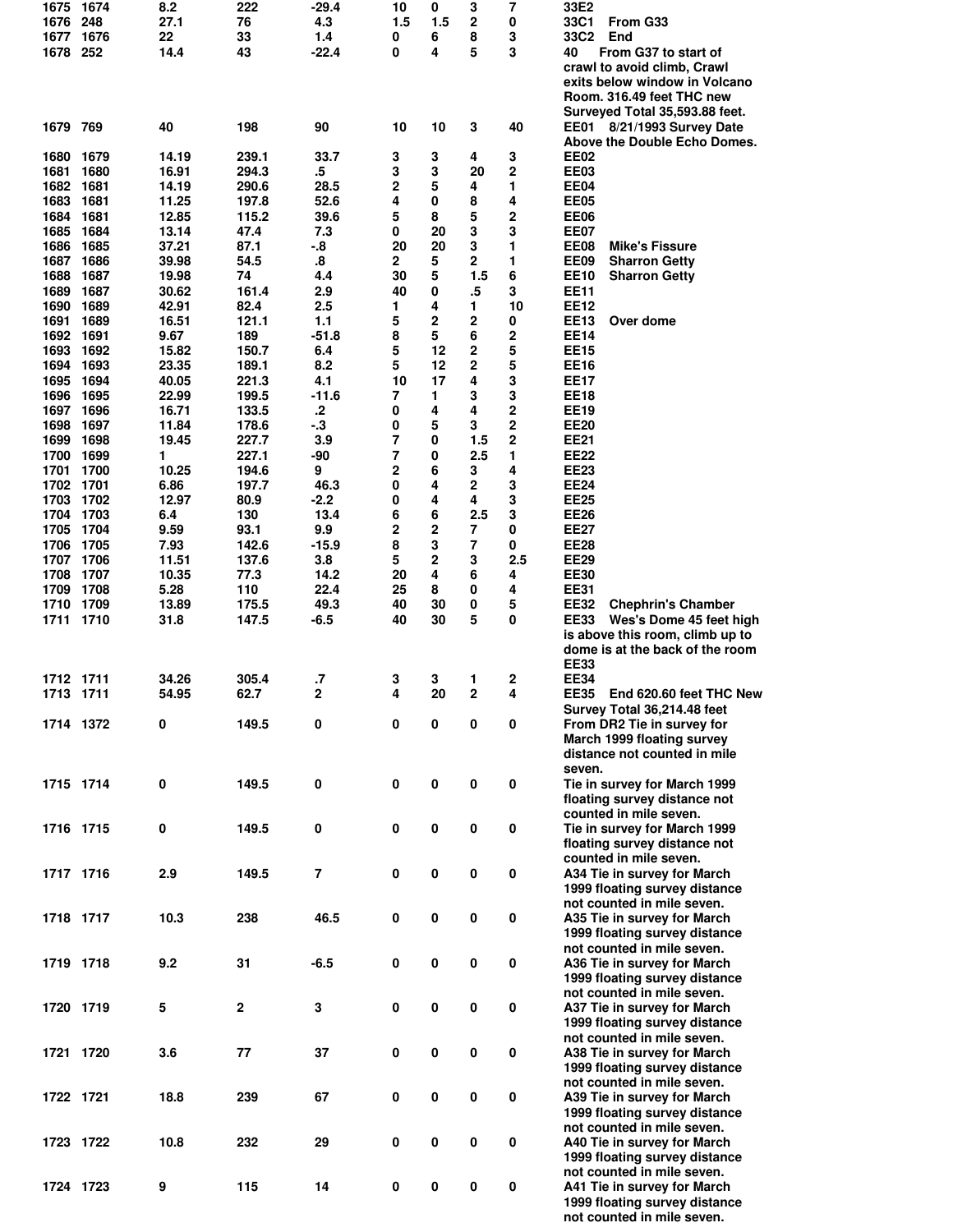| | | | | | | | | | |
|---|---|---|---|---|---|---|---|---|---|
| 1675 | 1674 | 8.2 | 222 | -29.4 | 10 | 0 | 3 | 7 | 33E2 |
| 1676 | 248 | 27.1 | 76 | 4.3 | 1.5 | 1.5 | 2 | 0 | 33C1 From G33 |
| 1677 | 1676 | 22 | 33 | 1.4 | 0 | 6 | 8 | 3 | 33C2 End |
| 1678 | 252 | 14.4 | 43 | -22.4 | 0 | 4 | 5 | 3 | 40 From G37 to start of crawl to avoid climb, Crawl exits below window in Volcano Room. 316.49 feet THC new Surveyed Total 35,593.88 feet. |
| 1679 | 769 | 40 | 198 | 90 | 10 | 10 | 3 | 40 | EE01 8/21/1993 Survey Date Above the Double Echo Domes. |
| 1680 | 1679 | 14.19 | 239.1 | 33.7 | 3 | 3 | 4 | 3 | EE02 |
| 1681 | 1680 | 16.91 | 294.3 | .5 | 3 | 3 | 20 | 2 | EE03 |
| 1682 | 1681 | 14.19 | 290.6 | 28.5 | 2 | 5 | 4 | 1 | EE04 |
| 1683 | 1681 | 11.25 | 197.8 | 52.6 | 4 | 0 | 8 | 4 | EE05 |
| 1684 | 1681 | 12.85 | 115.2 | 39.6 | 5 | 8 | 5 | 2 | EE06 |
| 1685 | 1684 | 13.14 | 47.4 | 7.3 | 0 | 20 | 3 | 3 | EE07 |
| 1686 | 1685 | 37.21 | 87.1 | -.8 | 20 | 20 | 3 | 1 | EE08 Mike's Fissure |
| 1687 | 1686 | 39.98 | 54.5 | .8 | 2 | 5 | 2 | 1 | EE09 Sharron Getty |
| 1688 | 1687 | 19.98 | 74 | 4.4 | 30 | 5 | 1.5 | 6 | EE10 Sharron Getty |
| 1689 | 1687 | 30.62 | 161.4 | 2.9 | 40 | 0 | .5 | 3 | EE11 |
| 1690 | 1689 | 42.91 | 82.4 | 2.5 | 1 | 4 | 1 | 10 | EE12 |
| 1691 | 1689 | 16.51 | 121.1 | 1.1 | 5 | 2 | 2 | 0 | EE13 Over dome |
| 1692 | 1691 | 9.67 | 189 | -51.8 | 8 | 5 | 6 | 2 | EE14 |
| 1693 | 1692 | 15.82 | 150.7 | 6.4 | 5 | 12 | 2 | 5 | EE15 |
| 1694 | 1693 | 23.35 | 189.1 | 8.2 | 5 | 12 | 2 | 5 | EE16 |
| 1695 | 1694 | 40.05 | 221.3 | 4.1 | 10 | 17 | 4 | 3 | EE17 |
| 1696 | 1695 | 22.99 | 199.5 | -11.6 | 7 | 1 | 3 | 3 | EE18 |
| 1697 | 1696 | 16.71 | 133.5 | .2 | 0 | 4 | 4 | 2 | EE19 |
| 1698 | 1697 | 11.84 | 178.6 | -.3 | 0 | 5 | 3 | 2 | EE20 |
| 1699 | 1698 | 19.45 | 227.7 | 3.9 | 7 | 0 | 1.5 | 2 | EE21 |
| 1700 | 1699 | 1 | 227.1 | -90 | 7 | 0 | 2.5 | 1 | EE22 |
| 1701 | 1700 | 10.25 | 194.6 | 9 | 2 | 6 | 3 | 4 | EE23 |
| 1702 | 1701 | 6.86 | 197.7 | 46.3 | 0 | 4 | 2 | 3 | EE24 |
| 1703 | 1702 | 12.97 | 80.9 | -2.2 | 0 | 4 | 4 | 3 | EE25 |
| 1704 | 1703 | 6.4 | 130 | 13.4 | 6 | 6 | 2.5 | 3 | EE26 |
| 1705 | 1704 | 9.59 | 93.1 | 9.9 | 2 | 2 | 7 | 0 | EE27 |
| 1706 | 1705 | 7.93 | 142.6 | -15.9 | 8 | 3 | 7 | 0 | EE28 |
| 1707 | 1706 | 11.51 | 137.6 | 3.8 | 5 | 2 | 3 | 2.5 | EE29 |
| 1708 | 1707 | 10.35 | 77.3 | 14.2 | 20 | 4 | 6 | 4 | EE30 |
| 1709 | 1708 | 5.28 | 110 | 22.4 | 25 | 8 | 0 | 4 | EE31 |
| 1710 | 1709 | 13.89 | 175.5 | 49.3 | 40 | 30 | 0 | 5 | EE32 Chephrin's Chamber |
| 1711 | 1710 | 31.8 | 147.5 | -6.5 | 40 | 30 | 5 | 0 | EE33 Wes's Dome 45 feet high is above this room, climb up to dome is at the back of the room EE33 |
| 1712 | 1711 | 34.26 | 305.4 | .7 | 3 | 3 | 1 | 2 | EE34 |
| 1713 | 1711 | 54.95 | 62.7 | 2 | 4 | 20 | 2 | 4 | EE35 End 620.60 feet THC New Survey Total 36,214.48 feet |
| 1714 | 1372 | 0 | 149.5 | 0 | 0 | 0 | 0 | 0 | From DR2 Tie in survey for March 1999 floating survey distance not counted in mile seven. |
| 1715 | 1714 | 0 | 149.5 | 0 | 0 | 0 | 0 | 0 | Tie in survey for March 1999 floating survey distance not counted in mile seven. |
| 1716 | 1715 | 0 | 149.5 | 0 | 0 | 0 | 0 | 0 | Tie in survey for March 1999 floating survey distance not counted in mile seven. |
| 1717 | 1716 | 2.9 | 149.5 | 7 | 0 | 0 | 0 | 0 | A34 Tie in survey for March 1999 floating survey distance not counted in mile seven. |
| 1718 | 1717 | 10.3 | 238 | 46.5 | 0 | 0 | 0 | 0 | A35 Tie in survey for March 1999 floating survey distance not counted in mile seven. |
| 1719 | 1718 | 9.2 | 31 | -6.5 | 0 | 0 | 0 | 0 | A36 Tie in survey for March 1999 floating survey distance not counted in mile seven. |
| 1720 | 1719 | 5 | 2 | 3 | 0 | 0 | 0 | 0 | A37 Tie in survey for March 1999 floating survey distance not counted in mile seven. |
| 1721 | 1720 | 3.6 | 77 | 37 | 0 | 0 | 0 | 0 | A38 Tie in survey for March 1999 floating survey distance not counted in mile seven. |
| 1722 | 1721 | 18.8 | 239 | 67 | 0 | 0 | 0 | 0 | A39 Tie in survey for March 1999 floating survey distance not counted in mile seven. |
| 1723 | 1722 | 10.8 | 232 | 29 | 0 | 0 | 0 | 0 | A40 Tie in survey for March 1999 floating survey distance not counted in mile seven. |
| 1724 | 1723 | 9 | 115 | 14 | 0 | 0 | 0 | 0 | A41 Tie in survey for March 1999 floating survey distance not counted in mile seven. |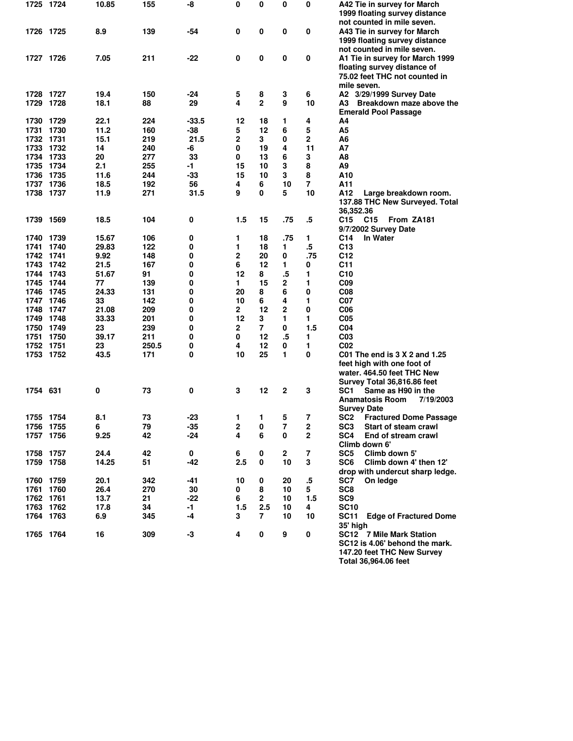| | | | | | | | | | |
|---|---|---|---|---|---|---|---|---|---|
| 1725 | 1724 | 10.85 | 155 | -8 | 0 | 0 | 0 | 0 | A42 Tie in survey for March 1999 floating survey distance not counted in mile seven. |
| 1726 | 1725 | 8.9 | 139 | -54 | 0 | 0 | 0 | 0 | A43 Tie in survey for March 1999 floating survey distance not counted in mile seven. |
| 1727 | 1726 | 7.05 | 211 | -22 | 0 | 0 | 0 | 0 | A1 Tie in survey for March 1999 floating survey distance of 75.02 feet THC not counted in mile seven. |
| 1728 | 1727 | 19.4 | 150 | -24 | 5 | 8 | 3 | 6 | A2 3/29/1999 Survey Date |
| 1729 | 1728 | 18.1 | 88 | 29 | 4 | 2 | 9 | 10 | A3 Breakdown maze above the Emerald Pool Passage |
| 1730 | 1729 | 22.1 | 224 | -33.5 | 12 | 18 | 1 | 4 | A4 |
| 1731 | 1730 | 11.2 | 160 | -38 | 5 | 12 | 6 | 5 | A5 |
| 1732 | 1731 | 15.1 | 219 | 21.5 | 2 | 3 | 0 | 2 | A6 |
| 1733 | 1732 | 14 | 240 | -6 | 0 | 19 | 4 | 11 | A7 |
| 1734 | 1733 | 20 | 277 | 33 | 0 | 13 | 6 | 3 | A8 |
| 1735 | 1734 | 2.1 | 255 | -1 | 15 | 10 | 3 | 8 | A9 |
| 1736 | 1735 | 11.6 | 244 | -33 | 15 | 10 | 3 | 8 | A10 |
| 1737 | 1736 | 18.5 | 192 | 56 | 4 | 6 | 10 | 7 | A11 |
| 1738 | 1737 | 11.9 | 271 | 31.5 | 9 | 0 | 5 | 10 | A12 Large breakdown room. 137.88 THC New Surveyed. Total 36,352.36 |
| 1739 | 1569 | 18.5 | 104 | 0 | 1.5 | 15 | .75 | .5 | C15 C15 From ZA181 9/7/2002 Survey Date |
| 1740 | 1739 | 15.67 | 106 | 0 | 1 | 18 | .75 | 1 | C14 In Water |
| 1741 | 1740 | 29.83 | 122 | 0 | 1 | 18 | 1 | .5 | C13 |
| 1742 | 1741 | 9.92 | 148 | 0 | 2 | 20 | 0 | .75 | C12 |
| 1743 | 1742 | 21.5 | 167 | 0 | 6 | 12 | 1 | 0 | C11 |
| 1744 | 1743 | 51.67 | 91 | 0 | 12 | 8 | .5 | 1 | C10 |
| 1745 | 1744 | 77 | 139 | 0 | 1 | 15 | 2 | 1 | C09 |
| 1746 | 1745 | 24.33 | 131 | 0 | 20 | 8 | 6 | 0 | C08 |
| 1747 | 1746 | 33 | 142 | 0 | 10 | 6 | 4 | 1 | C07 |
| 1748 | 1747 | 21.08 | 209 | 0 | 2 | 12 | 2 | 0 | C06 |
| 1749 | 1748 | 33.33 | 201 | 0 | 12 | 3 | 1 | 1 | C05 |
| 1750 | 1749 | 23 | 239 | 0 | 2 | 7 | 0 | 1.5 | C04 |
| 1751 | 1750 | 39.17 | 211 | 0 | 0 | 12 | .5 | 1 | C03 |
| 1752 | 1751 | 23 | 250.5 | 0 | 4 | 12 | 0 | 1 | C02 |
| 1753 | 1752 | 43.5 | 171 | 0 | 10 | 25 | 1 | 0 | C01 The end is 3 X 2 and 1.25 feet high with one foot of water. 464.50 feet THC New Survey Total 36,816.86 feet |
| 1754 | 631 | 0 | 73 | 0 | 3 | 12 | 2 | 3 | SC1 Same as H90 in the Anamatosis Room 7/19/2003 Survey Date |
| 1755 | 1754 | 8.1 | 73 | -23 | 1 | 1 | 5 | 7 | SC2 Fractured Dome Passage |
| 1756 | 1755 | 6 | 79 | -35 | 2 | 0 | 7 | 2 | SC3 Start of steam crawl |
| 1757 | 1756 | 9.25 | 42 | -24 | 4 | 6 | 0 | 2 | SC4 End of stream crawl Climb down 6' |
| 1758 | 1757 | 24.4 | 42 | 0 | 6 | 0 | 2 | 7 | SC5 Climb down 5' |
| 1759 | 1758 | 14.25 | 51 | -42 | 2.5 | 0 | 10 | 3 | SC6 Climb down 4' then 12' drop with undercut sharp ledge. |
| 1760 | 1759 | 20.1 | 342 | -41 | 10 | 0 | 20 | .5 | SC7 On ledge |
| 1761 | 1760 | 26.4 | 270 | 30 | 0 | 8 | 10 | 5 | SC8 |
| 1762 | 1761 | 13.7 | 21 | -22 | 6 | 2 | 10 | 1.5 | SC9 |
| 1763 | 1762 | 17.8 | 34 | -1 | 1.5 | 2.5 | 10 | 4 | SC10 |
| 1764 | 1763 | 6.9 | 345 | -4 | 3 | 7 | 10 | 10 | SC11 Edge of Fractured Dome 35' high |
| 1765 | 1764 | 16 | 309 | -3 | 4 | 0 | 9 | 0 | SC12 7 Mile Mark Station SC12 is 4.06' behond the mark. 147.20 feet THC New Survey Total 36,964.06 feet |